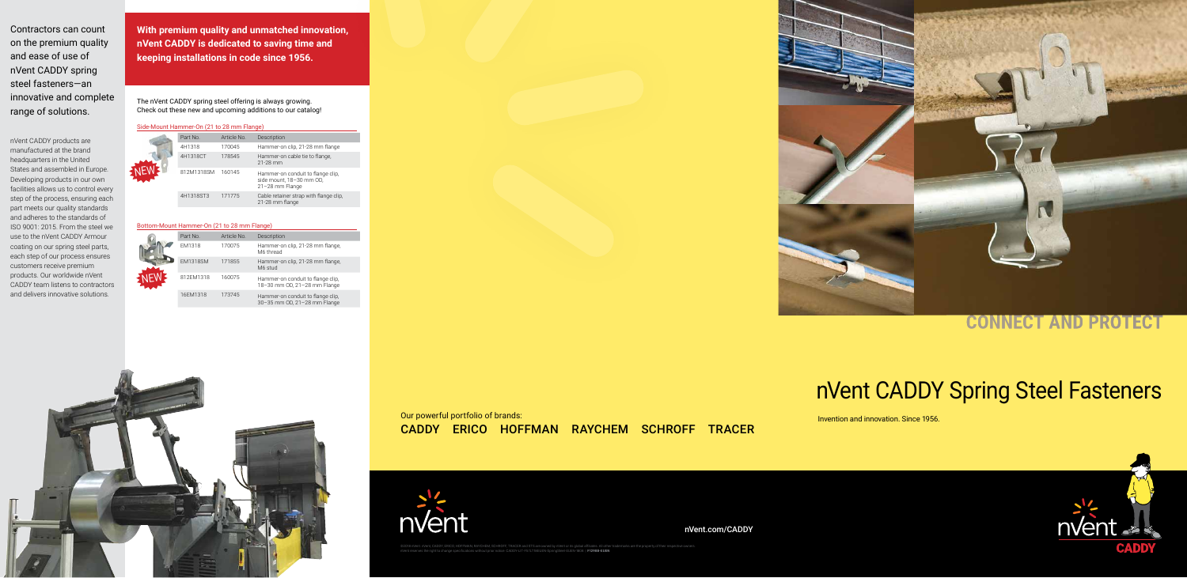Contractors can count on the premium quality and ease of use of nVent CADDY spring steel fasteners—an innovative and complete range of solutions.

nVent CADDY products are manufactured at the brand headquarters in the United States and assembled in Europe. Developing products in our own facilities allows us to control every step of the process, ensuring each part meets our quality standards and adheres to the standards of ISO 9001: 2015. From the steel we use to the nVent CADDY Armour coating on our spring steel parts, each step of our process ensures customers receive premium products. Our worldwide nVent CADDY team listens to contractors and delivers innovative solutions.

**With premium quality and unmatched innovation, nVent CADDY is dedicated to saving time and keeping installations in code since 1956.**

The nVent CADDY spring steel offering is always growing. Check out these new and upcoming additions to our catalog!

### Side-Mount Hammer-On (21 to 28 mm Flange)

NEW

| Part No. | Article No. | Description |
|---|---|---|
| 4H1318 | 170045 | Hammer-on clip, 21-28 mm flange |
| 4H1318CT | 178545 | Hammer-on cable tie to flange, 21-28 mm |
| 812M1318SM | 160145 | Hammer-on conduit to flange clip, side mount, 18–30 mm OD, 21–28 mm Flange |
| 4H1318ST3 | 171775 | Cable retainer strap with flange clip, 21-28 mm flange |

### Bottom-Mount Hammer-On (21 to 28 mm Flange)

NEW

| Part No. | Article No. | Description |
|---|---|---|
| EM1318 | 170075 | Hammer-on clip, 21-28 mm flange, M6 thread |
| EM1318SM | 171855 | Hammer-on clip, 21-28 mm flange, M6 stud |
| 812EM1318 | 160075 | Hammer-on conduit to flange clip, 18–30 mm OD, 21–28 mm Flange |
| 16EM1318 | 173745 | Hammer-on conduit to flange clip, 30–35 mm OD, 21–28 mm Flange |

Our powerful portfolio of brands:

CADDY ERICO HOFFMAN RAYCHEM SCHROFF TRACER

nVent

nVent.com/CADDY

## CONNECT AND PROTECT

# nVent CADDY Spring Steel Fasteners

Invention and innovation. Since 1956.

nVent CADDY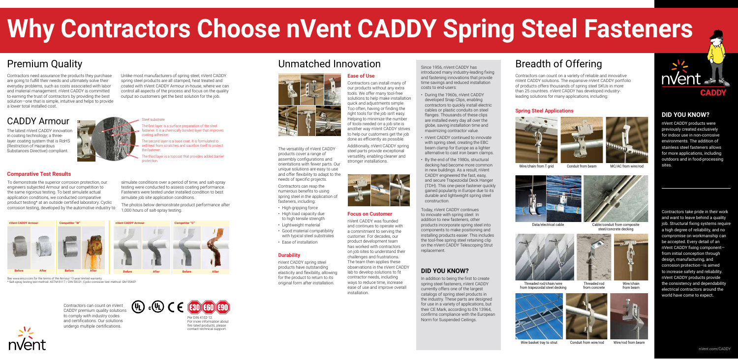# Why Contractors Choose nVent CADDY Spring Steel Fasteners

## Premium Quality

Contractors need assurance the products they purchase are going to fulfill their needs and ultimately solve their everyday problems, such as costs associated with labor and material management. nVent CADDY is committed to earning the trust of contractors by providing the best solution—one that is simple, intuitive and helps to provide a lower total installed cost.

Unlike most manufacturers of spring steel, nVent CADDY spring steel products are all stamped, heat treated and coated with nVent CADDY Armour in-house, where we can control all aspects of the process and focus on the quality output so customers get the best solution for the job.

## CADDY Armour

The latest nVent CADDY innovation in coating technology; a three-layer coating system that is RoHS (Restriction of Hazardous Substances Directive) compliant.

Steel substrate

The first layer is a surface preparation of the steel fastener. It is a chemically bonded layer that improves coating adhesion.

The second layer is a base coat. It is formulated to self-heal from scratches and sacrifice itself to protect the fastener.

The third layer is a topcoat that provides added barrier protection.

### Comparative Test Results

To demonstrate the superior corrosion protection, our engineers subjected Armour and our competition to the same rigorous testing. To best simulate actual application conditions, we conducted comparative product testing* at an outside certified laboratory. Cyclic corrosion testing, developed by the automotive industry to simulate conditions over a period of time, and salt-spray testing were conducted to assess coating performance. Fasteners were tested under installed condition to best simulate job site application conditions.

The photos below demonstrate product performance after 1,000 hours of salt-spray testing.

nVent CADDY Armour — Before, After
Competitor "W" — Before, After
nVent CADDY Armour — Before, After
Competitor "C" — Before, After

See www.erico.com for the terms of the Armour 10-year limited warranty.
* Salt-spray testing test method: ASTM B117 / DIN 50021; Cyclic corrosion test method: GM 9540P

Contractors can count on nVent CADDY premium quality solutions to comply with industry codes and certifications. Our solutions undergo multiple certifications.

Per DIN 4102-12.
For more information about fire rated products, please contact technical support.

## Unmatched Innovation

### Ease of Use

Contractors can install many of our products without any extra tools. We offer many tool-free solutions to help make installation quick and adjustments simple. Too often, having or finding the right tools for the job isn't easy. Helping to minimize the number of tools needed on a job site is another way nVent CADDY strives to help our customers get the job done as efficiently as possible.

Additionally, nVent CADDY spring steel parts provide exceptional versatility, enabling cleaner and stronger installations.

The versatility of nVent CADDY products cover a range of assembly configurations and orientations with fewer parts. Our unique solutions are easy to use and offer flexibility to adapt to the needs of specific projects.

Contractors can reap the numerous benefits to using spring steel in the application of fasteners, including:

- High-gripping force
- High load capacity due to high tensile strength
- Lightweight material
- Good material compatibility with typical steel substrates
- Ease of installation

### Durability

nVent CADDY spring steel products have outstanding elasticity and flexibility, allowing for the product to return to its original form after installation.

### Focus on Customer

nVent CADDY was founded and continues to operate with a commitment to serving the customer. For decades, our product development team has worked with contractors on job sites to understand their challenges and frustrations. The team then applies these observations in the nVent CADDY lab to develop solutions to fit contractor needs, including ways to reduce time, increase ease of use and improve overall installation.

Since 1956, nVent CADDY has introduced many industry-leading fixing and fastening innovations that provide time savings and reduced installation costs to end-users:

- During the 1960s, nVent CADDY developed Snap Clips, enabling contractors to quickly install electric cables or plastic conduits on steel flanges. Thousands of these clips are installed every day all over the globe, saving installation time and maximizing contractor value.
- nVent CADDY continued to innovate with spring steel, creating the EBC beam clamp for Europe as a lighter alternative to cast iron beam clamps.
- By the end of the 1980s, structural decking had become more common in new buildings. As a result, nVent CADDY engineered the fast, easy, and secure Trapezoidal Deck Hanger (TDH). This one-piece fastener quickly gained popularity in Europe due to its durable and lightweight spring steel construction.

Today, nVent CADDY continues to innovate with spring steel. In addition to new fasteners, other products incorporate spring steel into components to make positioning and installing products easier. This includes the tool-free spring steel retaining clip on the nVent CADDY Telescoping Strut replacement.

### DID YOU KNOW?

In addition to being the first to create spring steel fasteners, nVent CADDY currently offers one of the largest catalogs of spring steel products in the industry. These parts are designed for use in a variety of applications, but their CE Mark, according to EN 13964, confirms compliance with the European Norm for Suspended Ceilings.

## Breadth of Offering

Contractors can count on a variety of reliable and innovative nVent CADDY solutions. The expansive nVent CADDY portfolio of products offers thousands of spring steel SKUs in more than 25 countries. nVent CADDY has developed industry-leading solutions for many applications, including:

### Spring Steel Applications

Wire/chain from T grid

Conduit from beam

MC/AC from wire/rod

Data/electrical cable

Cable/conduit from composite steel/concrete decking

Threaded rod/chain/wire from trapezoidal steel decking

Threaded rod from concrete

Wire/chain from beam

Wire basket tray to strut

Conduit from wire/rod

Wire/rod from beam

### DID YOU KNOW?

nVent CADDY products were previously created exclusively for indoor use in non-corrosive environments. The addition of stainless steel fasteners allows for more applications, including outdoors and in food-processing sites.

Contractors take pride in their work and want to leave behind a quality job. Structural fixing systems require a high degree of reliability, and no compromise on workmanship can be accepted. Every detail of an nVent CADDY fixing component—from initial conception through design, manufacturing, and corrosion protection—is aimed to increase safety and reliability. nVent CADDY products provide the consistency and dependability electrical contractors around the world have come to expect.

nVent.com/CADDY